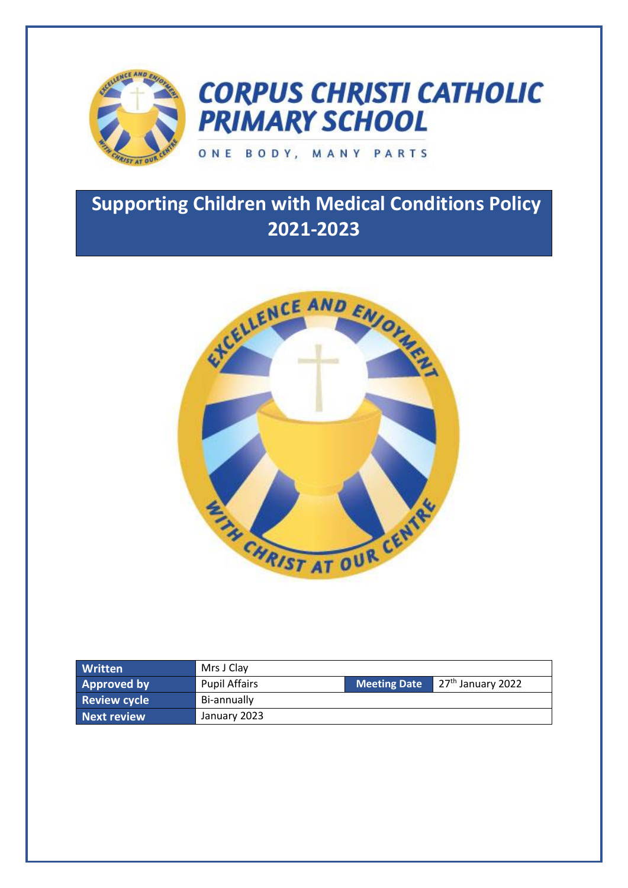# CORPUS CHRISTI CATHOLIC PRIMARY SCHOOL

ONE BODY, MANY PARTS

# Supporting Children with Medical Conditions Policy 2021-2023

| **Written** | Mrs J Clay | | |
|---|---|---|---|
| **Approved by** | Pupil Affairs | **Meeting Date** | 27th January 2022 |
| **Review cycle** | Bi-annually | | |
| **Next review** | January 2023 | | |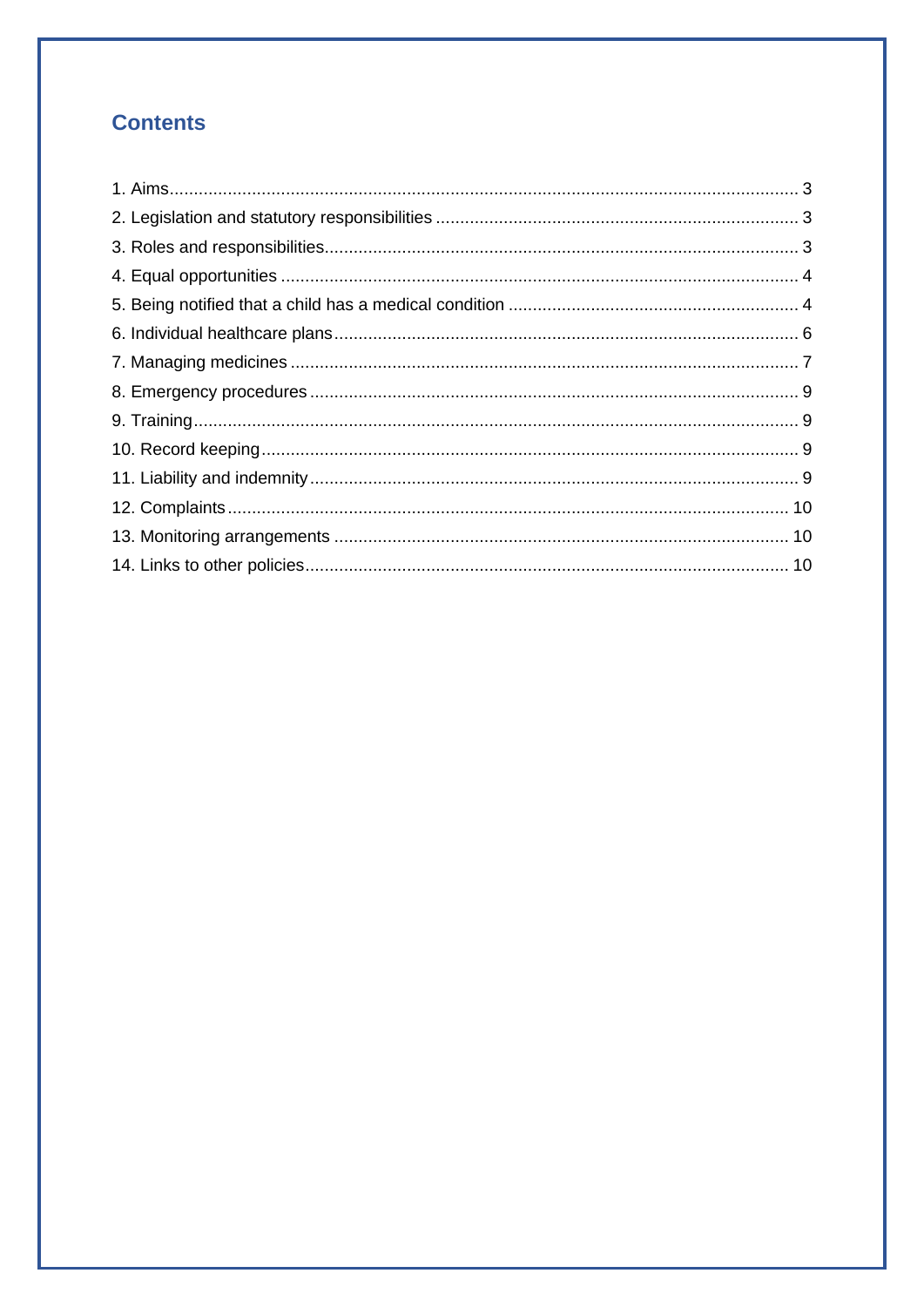## Contents

1. Aims ..... 3
2. Legislation and statutory responsibilities ..... 3
3. Roles and responsibilities ..... 3
4. Equal opportunities ..... 4
5. Being notified that a child has a medical condition ..... 4
6. Individual healthcare plans ..... 6
7. Managing medicines ..... 7
8. Emergency procedures ..... 9
9. Training ..... 9
10. Record keeping ..... 9
11. Liability and indemnity ..... 9
12. Complaints ..... 10
13. Monitoring arrangements ..... 10
14. Links to other policies ..... 10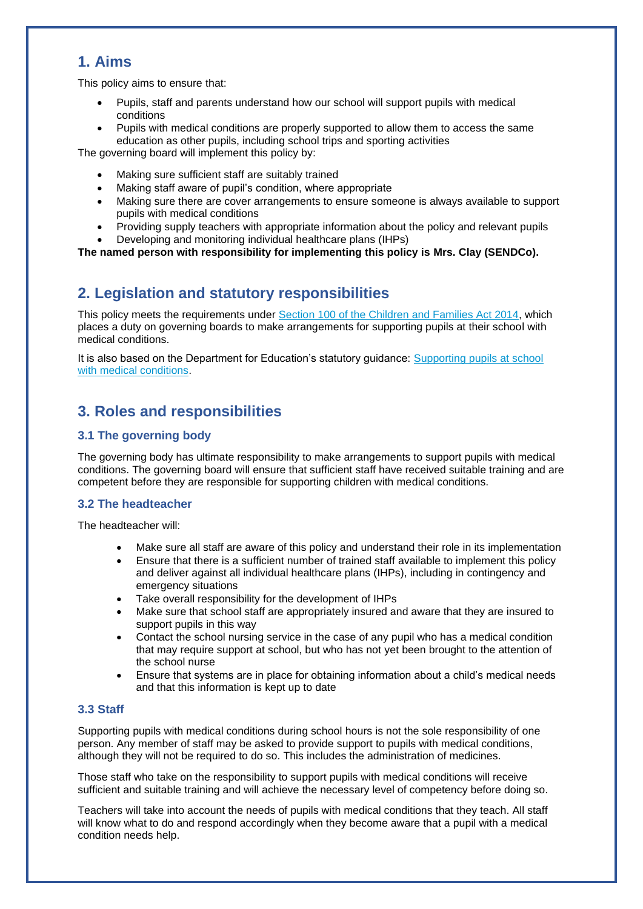## 1. Aims

This policy aims to ensure that:

- Pupils, staff and parents understand how our school will support pupils with medical conditions
- Pupils with medical conditions are properly supported to allow them to access the same education as other pupils, including school trips and sporting activities

The governing board will implement this policy by:

- Making sure sufficient staff are suitably trained
- Making staff aware of pupil's condition, where appropriate
- Making sure there are cover arrangements to ensure someone is always available to support pupils with medical conditions
- Providing supply teachers with appropriate information about the policy and relevant pupils
- Developing and monitoring individual healthcare plans (IHPs)

**The named person with responsibility for implementing this policy is Mrs. Clay (SENDCo).**

## 2. Legislation and statutory responsibilities

This policy meets the requirements under Section 100 of the Children and Families Act 2014, which places a duty on governing boards to make arrangements for supporting pupils at their school with medical conditions.

It is also based on the Department for Education's statutory guidance: Supporting pupils at school with medical conditions.

## 3. Roles and responsibilities

### 3.1 The governing body

The governing body has ultimate responsibility to make arrangements to support pupils with medical conditions. The governing board will ensure that sufficient staff have received suitable training and are competent before they are responsible for supporting children with medical conditions.

### 3.2 The headteacher

The headteacher will:

- Make sure all staff are aware of this policy and understand their role in its implementation
- Ensure that there is a sufficient number of trained staff available to implement this policy and deliver against all individual healthcare plans (IHPs), including in contingency and emergency situations
- Take overall responsibility for the development of IHPs
- Make sure that school staff are appropriately insured and aware that they are insured to support pupils in this way
- Contact the school nursing service in the case of any pupil who has a medical condition that may require support at school, but who has not yet been brought to the attention of the school nurse
- Ensure that systems are in place for obtaining information about a child's medical needs and that this information is kept up to date

### 3.3 Staff

Supporting pupils with medical conditions during school hours is not the sole responsibility of one person. Any member of staff may be asked to provide support to pupils with medical conditions, although they will not be required to do so. This includes the administration of medicines.

Those staff who take on the responsibility to support pupils with medical conditions will receive sufficient and suitable training and will achieve the necessary level of competency before doing so.

Teachers will take into account the needs of pupils with medical conditions that they teach. All staff will know what to do and respond accordingly when they become aware that a pupil with a medical condition needs help.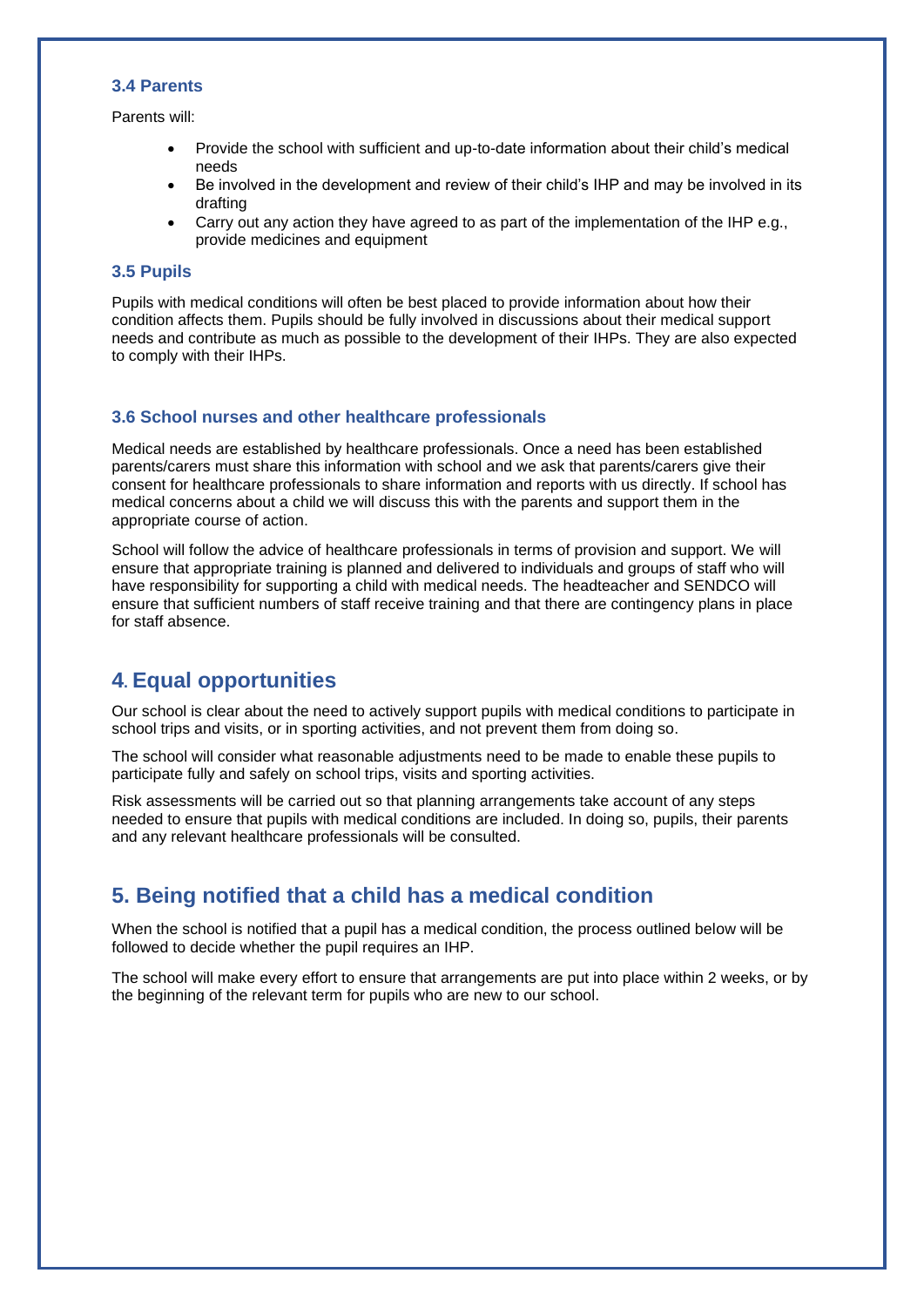### 3.4 Parents

Parents will:

- Provide the school with sufficient and up-to-date information about their child's medical needs
- Be involved in the development and review of their child's IHP and may be involved in its drafting
- Carry out any action they have agreed to as part of the implementation of the IHP e.g., provide medicines and equipment

### 3.5 Pupils

Pupils with medical conditions will often be best placed to provide information about how their condition affects them. Pupils should be fully involved in discussions about their medical support needs and contribute as much as possible to the development of their IHPs. They are also expected to comply with their IHPs.

### 3.6 School nurses and other healthcare professionals

Medical needs are established by healthcare professionals. Once a need has been established parents/carers must share this information with school and we ask that parents/carers give their consent for healthcare professionals to share information and reports with us directly. If school has medical concerns about a child we will discuss this with the parents and support them in the appropriate course of action.

School will follow the advice of healthcare professionals in terms of provision and support. We will ensure that appropriate training is planned and delivered to individuals and groups of staff who will have responsibility for supporting a child with medical needs. The headteacher and SENDCO will ensure that sufficient numbers of staff receive training and that there are contingency plans in place for staff absence.

## 4. Equal opportunities

Our school is clear about the need to actively support pupils with medical conditions to participate in school trips and visits, or in sporting activities, and not prevent them from doing so.

The school will consider what reasonable adjustments need to be made to enable these pupils to participate fully and safely on school trips, visits and sporting activities.

Risk assessments will be carried out so that planning arrangements take account of any steps needed to ensure that pupils with medical conditions are included. In doing so, pupils, their parents and any relevant healthcare professionals will be consulted.

## 5. Being notified that a child has a medical condition

When the school is notified that a pupil has a medical condition, the process outlined below will be followed to decide whether the pupil requires an IHP.

The school will make every effort to ensure that arrangements are put into place within 2 weeks, or by the beginning of the relevant term for pupils who are new to our school.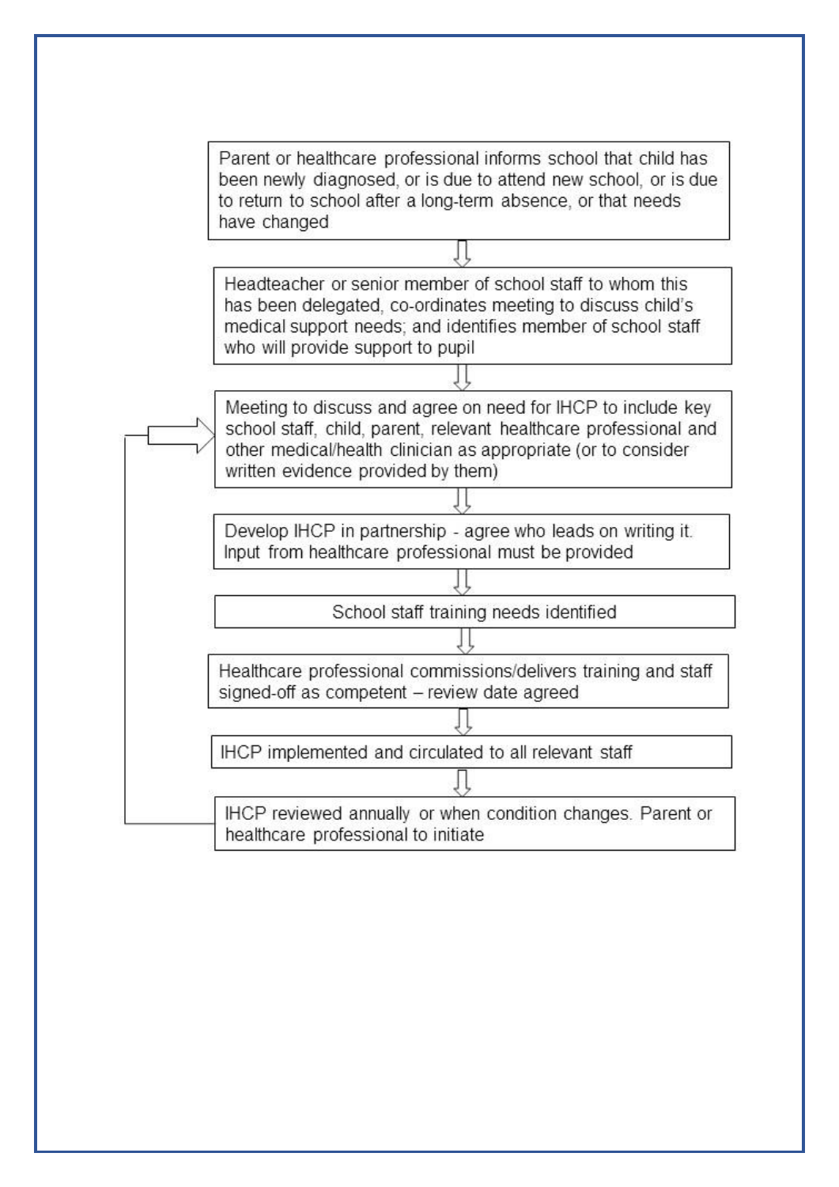Parent or healthcare professional informs school that child has been newly diagnosed, or is due to attend new school, or is due to return to school after a long-term absence, or that needs have changed

⇩

Headteacher or senior member of school staff to whom this has been delegated, co-ordinates meeting to discuss child's medical support needs; and identifies member of school staff who will provide support to pupil

⇩

Meeting to discuss and agree on need for IHCP to include key school staff, child, parent, relevant healthcare professional and other medical/health clinician as appropriate (or to consider written evidence provided by them)

⇩

Develop IHCP in partnership - agree who leads on writing it. Input from healthcare professional must be provided

⇩

School staff training needs identified

⇩

Healthcare professional commissions/delivers training and staff signed-off as competent – review date agreed

⇩

IHCP implemented and circulated to all relevant staff

⇩

IHCP reviewed annually or when condition changes. Parent or healthcare professional to initiate (returns to: Meeting to discuss and agree on need for IHCP)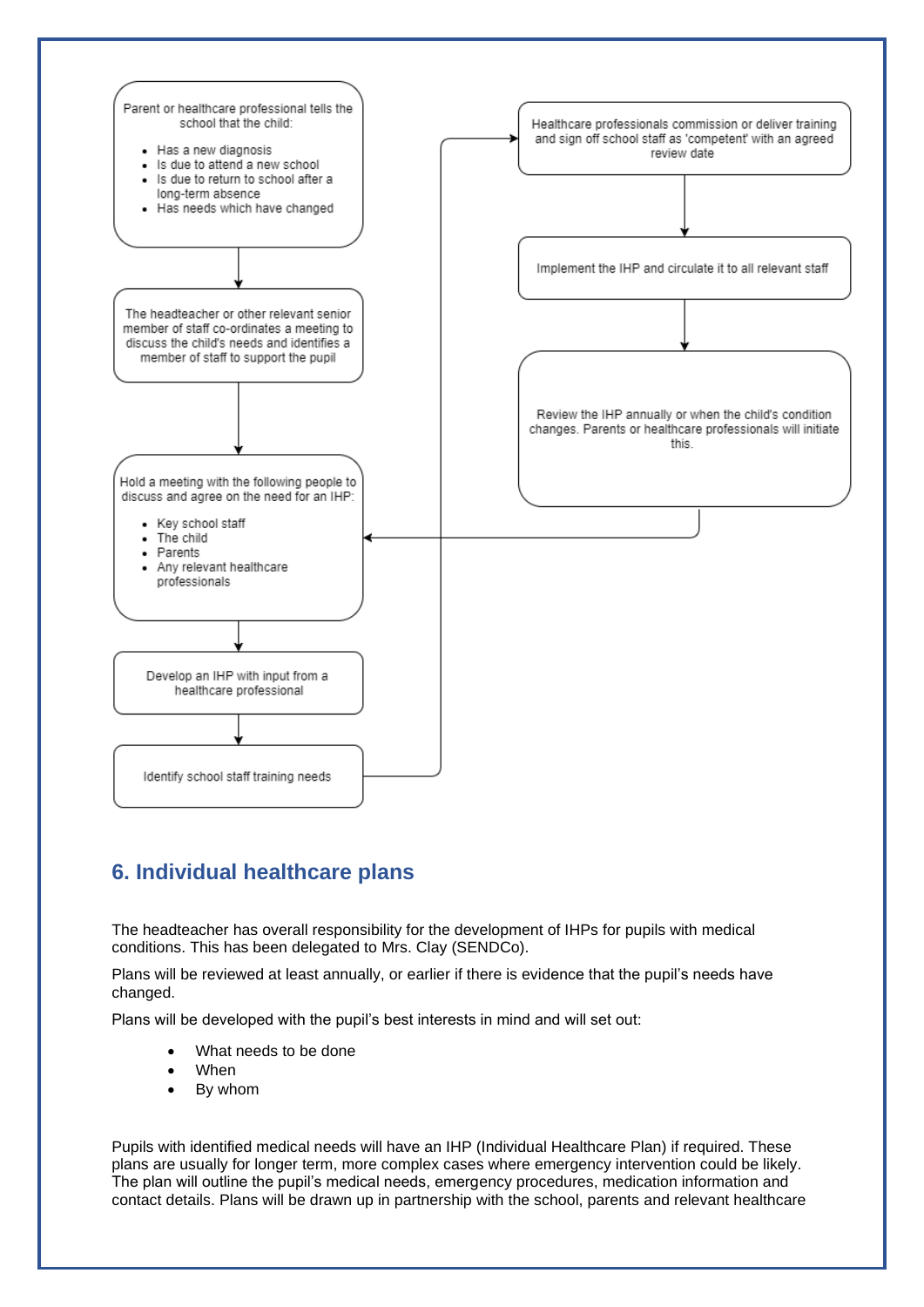Parent or healthcare professional tells the school that the child:

- Has a new diagnosis
- Is due to attend a new school
- Is due to return to school after a long-term absence
- Has needs which have changed

↓

The headteacher or other relevant senior member of staff co-ordinates a meeting to discuss the child's needs and identifies a member of staff to support the pupil

↓

Hold a meeting with the following people to discuss and agree on the need for an IHP:

- Key school staff
- The child
- Parents
- Any relevant healthcare professionals

↓

Develop an IHP with input from a healthcare professional

↓

Identify school staff training needs

↓

Healthcare professionals commission or deliver training and sign off school staff as 'competent' with an agreed review date

↓

Implement the IHP and circulate it to all relevant staff

↓

Review the IHP annually or when the child's condition changes. Parents or healthcare professionals will initiate this.

## 6. Individual healthcare plans

The headteacher has overall responsibility for the development of IHPs for pupils with medical conditions. This has been delegated to Mrs. Clay (SENDCo).

Plans will be reviewed at least annually, or earlier if there is evidence that the pupil's needs have changed.

Plans will be developed with the pupil's best interests in mind and will set out:

- What needs to be done
- When
- By whom

Pupils with identified medical needs will have an IHP (Individual Healthcare Plan) if required. These plans are usually for longer term, more complex cases where emergency intervention could be likely. The plan will outline the pupil's medical needs, emergency procedures, medication information and contact details. Plans will be drawn up in partnership with the school, parents and relevant healthcare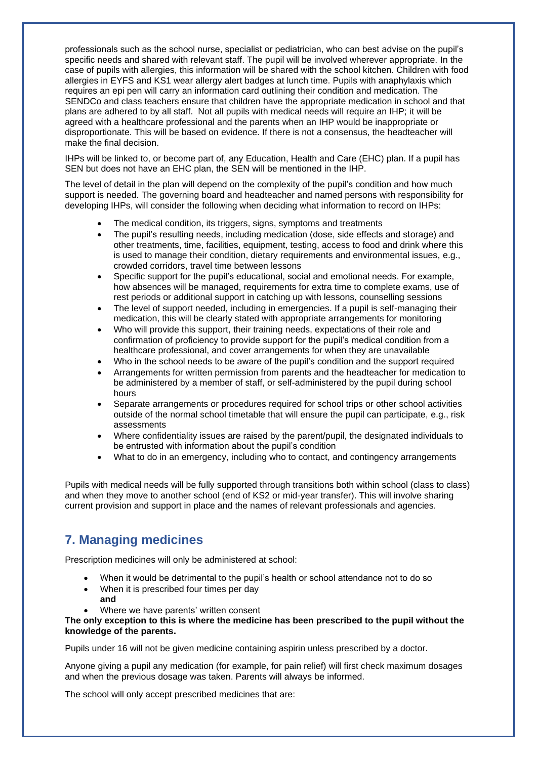professionals such as the school nurse, specialist or pediatrician, who can best advise on the pupil's specific needs and shared with relevant staff. The pupil will be involved wherever appropriate. In the case of pupils with allergies, this information will be shared with the school kitchen. Children with food allergies in EYFS and KS1 wear allergy alert badges at lunch time. Pupils with anaphylaxis which requires an epi pen will carry an information card outlining their condition and medication. The SENDCo and class teachers ensure that children have the appropriate medication in school and that plans are adhered to by all staff. Not all pupils with medical needs will require an IHP; it will be agreed with a healthcare professional and the parents when an IHP would be inappropriate or disproportionate. This will be based on evidence. If there is not a consensus, the headteacher will make the final decision.

IHPs will be linked to, or become part of, any Education, Health and Care (EHC) plan. If a pupil has SEN but does not have an EHC plan, the SEN will be mentioned in the IHP.

The level of detail in the plan will depend on the complexity of the pupil's condition and how much support is needed. The governing board and headteacher and named persons with responsibility for developing IHPs, will consider the following when deciding what information to record on IHPs:

- The medical condition, its triggers, signs, symptoms and treatments
- The pupil's resulting needs, including medication (dose, side effects and storage) and other treatments, time, facilities, equipment, testing, access to food and drink where this is used to manage their condition, dietary requirements and environmental issues, e.g., crowded corridors, travel time between lessons
- Specific support for the pupil's educational, social and emotional needs. For example, how absences will be managed, requirements for extra time to complete exams, use of rest periods or additional support in catching up with lessons, counselling sessions
- The level of support needed, including in emergencies. If a pupil is self-managing their medication, this will be clearly stated with appropriate arrangements for monitoring
- Who will provide this support, their training needs, expectations of their role and confirmation of proficiency to provide support for the pupil's medical condition from a healthcare professional, and cover arrangements for when they are unavailable
- Who in the school needs to be aware of the pupil's condition and the support required
- Arrangements for written permission from parents and the headteacher for medication to be administered by a member of staff, or self-administered by the pupil during school hours
- Separate arrangements or procedures required for school trips or other school activities outside of the normal school timetable that will ensure the pupil can participate, e.g., risk assessments
- Where confidentiality issues are raised by the parent/pupil, the designated individuals to be entrusted with information about the pupil's condition
- What to do in an emergency, including who to contact, and contingency arrangements

Pupils with medical needs will be fully supported through transitions both within school (class to class) and when they move to another school (end of KS2 or mid-year transfer). This will involve sharing current provision and support in place and the names of relevant professionals and agencies.

## 7. Managing medicines

Prescription medicines will only be administered at school:

- When it would be detrimental to the pupil's health or school attendance not to do so
- When it is prescribed four times per day
  **and**
- Where we have parents' written consent

**The only exception to this is where the medicine has been prescribed to the pupil without the knowledge of the parents.**

Pupils under 16 will not be given medicine containing aspirin unless prescribed by a doctor.

Anyone giving a pupil any medication (for example, for pain relief) will first check maximum dosages and when the previous dosage was taken. Parents will always be informed.

The school will only accept prescribed medicines that are: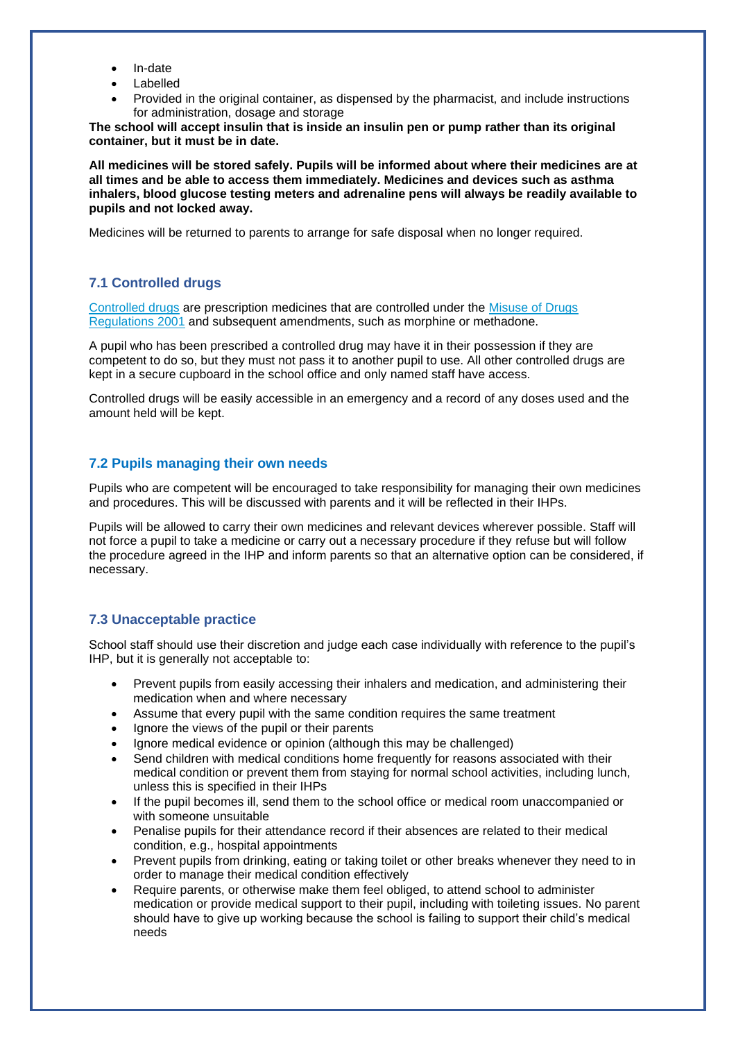- In-date
- Labelled
- Provided in the original container, as dispensed by the pharmacist, and include instructions for administration, dosage and storage

**The school will accept insulin that is inside an insulin pen or pump rather than its original container, but it must be in date.**

**All medicines will be stored safely. Pupils will be informed about where their medicines are at all times and be able to access them immediately. Medicines and devices such as asthma inhalers, blood glucose testing meters and adrenaline pens will always be readily available to pupils and not locked away.**

Medicines will be returned to parents to arrange for safe disposal when no longer required.

### 7.1 Controlled drugs

Controlled drugs are prescription medicines that are controlled under the Misuse of Drugs Regulations 2001 and subsequent amendments, such as morphine or methadone.

A pupil who has been prescribed a controlled drug may have it in their possession if they are competent to do so, but they must not pass it to another pupil to use. All other controlled drugs are kept in a secure cupboard in the school office and only named staff have access.

Controlled drugs will be easily accessible in an emergency and a record of any doses used and the amount held will be kept.

### 7.2 Pupils managing their own needs

Pupils who are competent will be encouraged to take responsibility for managing their own medicines and procedures. This will be discussed with parents and it will be reflected in their IHPs.

Pupils will be allowed to carry their own medicines and relevant devices wherever possible. Staff will not force a pupil to take a medicine or carry out a necessary procedure if they refuse but will follow the procedure agreed in the IHP and inform parents so that an alternative option can be considered, if necessary.

### 7.3 Unacceptable practice

School staff should use their discretion and judge each case individually with reference to the pupil's IHP, but it is generally not acceptable to:

- Prevent pupils from easily accessing their inhalers and medication, and administering their medication when and where necessary
- Assume that every pupil with the same condition requires the same treatment
- Ignore the views of the pupil or their parents
- Ignore medical evidence or opinion (although this may be challenged)
- Send children with medical conditions home frequently for reasons associated with their medical condition or prevent them from staying for normal school activities, including lunch, unless this is specified in their IHPs
- If the pupil becomes ill, send them to the school office or medical room unaccompanied or with someone unsuitable
- Penalise pupils for their attendance record if their absences are related to their medical condition, e.g., hospital appointments
- Prevent pupils from drinking, eating or taking toilet or other breaks whenever they need to in order to manage their medical condition effectively
- Require parents, or otherwise make them feel obliged, to attend school to administer medication or provide medical support to their pupil, including with toileting issues. No parent should have to give up working because the school is failing to support their child's medical needs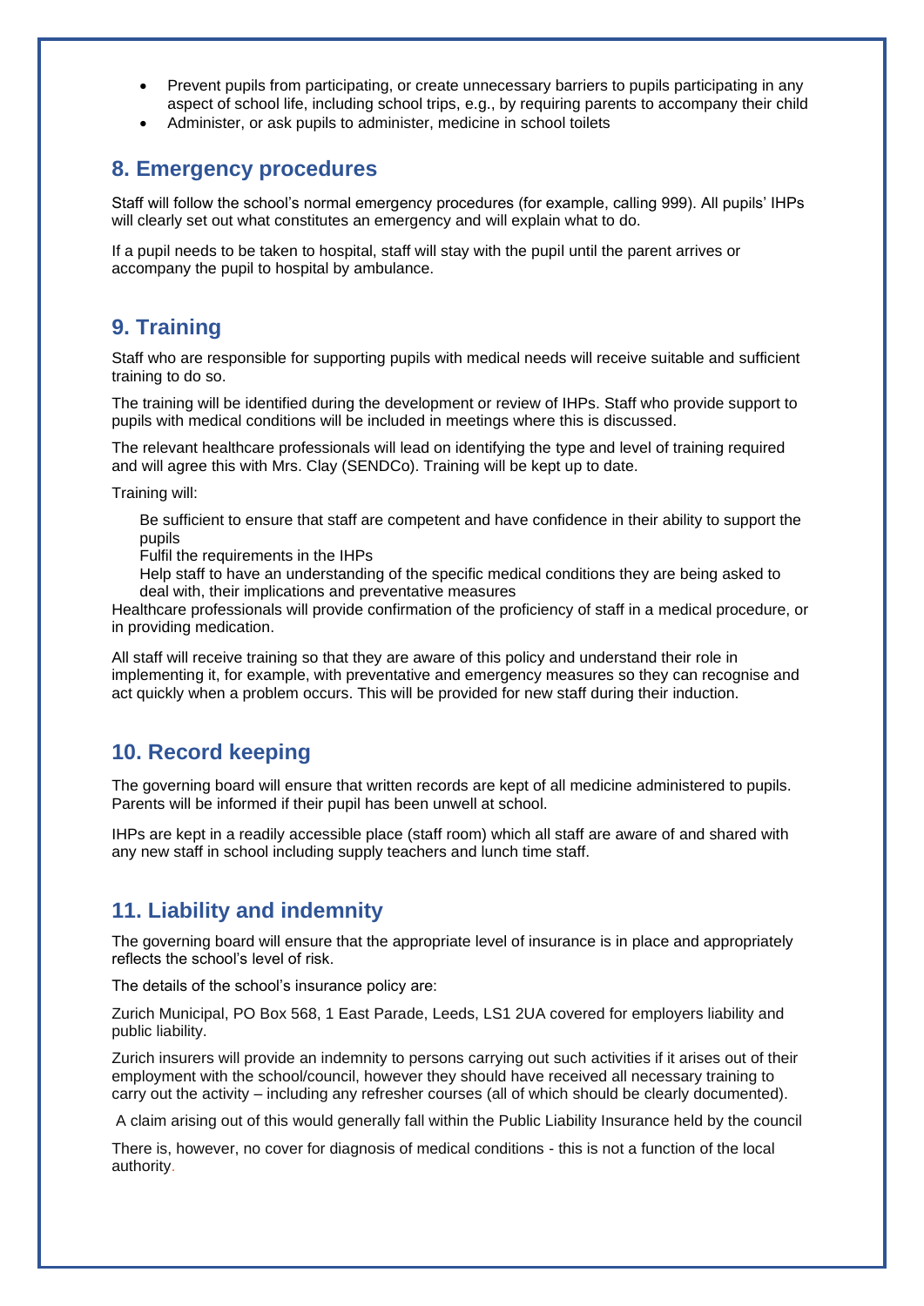- Prevent pupils from participating, or create unnecessary barriers to pupils participating in any aspect of school life, including school trips, e.g., by requiring parents to accompany their child
- Administer, or ask pupils to administer, medicine in school toilets

## 8. Emergency procedures

Staff will follow the school's normal emergency procedures (for example, calling 999). All pupils' IHPs will clearly set out what constitutes an emergency and will explain what to do.

If a pupil needs to be taken to hospital, staff will stay with the pupil until the parent arrives or accompany the pupil to hospital by ambulance.

## 9. Training

Staff who are responsible for supporting pupils with medical needs will receive suitable and sufficient training to do so.

The training will be identified during the development or review of IHPs. Staff who provide support to pupils with medical conditions will be included in meetings where this is discussed.

The relevant healthcare professionals will lead on identifying the type and level of training required and will agree this with Mrs. Clay (SENDCo). Training will be kept up to date.

Training will:

Be sufficient to ensure that staff are competent and have confidence in their ability to support the pupils

Fulfil the requirements in the IHPs

Help staff to have an understanding of the specific medical conditions they are being asked to deal with, their implications and preventative measures

Healthcare professionals will provide confirmation of the proficiency of staff in a medical procedure, or in providing medication.

All staff will receive training so that they are aware of this policy and understand their role in implementing it, for example, with preventative and emergency measures so they can recognise and act quickly when a problem occurs. This will be provided for new staff during their induction.

## 10. Record keeping

The governing board will ensure that written records are kept of all medicine administered to pupils. Parents will be informed if their pupil has been unwell at school.

IHPs are kept in a readily accessible place (staff room) which all staff are aware of and shared with any new staff in school including supply teachers and lunch time staff.

## 11. Liability and indemnity

The governing board will ensure that the appropriate level of insurance is in place and appropriately reflects the school's level of risk.

The details of the school's insurance policy are:

Zurich Municipal, PO Box 568, 1 East Parade, Leeds, LS1 2UA covered for employers liability and public liability.

Zurich insurers will provide an indemnity to persons carrying out such activities if it arises out of their employment with the school/council, however they should have received all necessary training to carry out the activity – including any refresher courses (all of which should be clearly documented).

A claim arising out of this would generally fall within the Public Liability Insurance held by the council

There is, however, no cover for diagnosis of medical conditions - this is not a function of the local authority.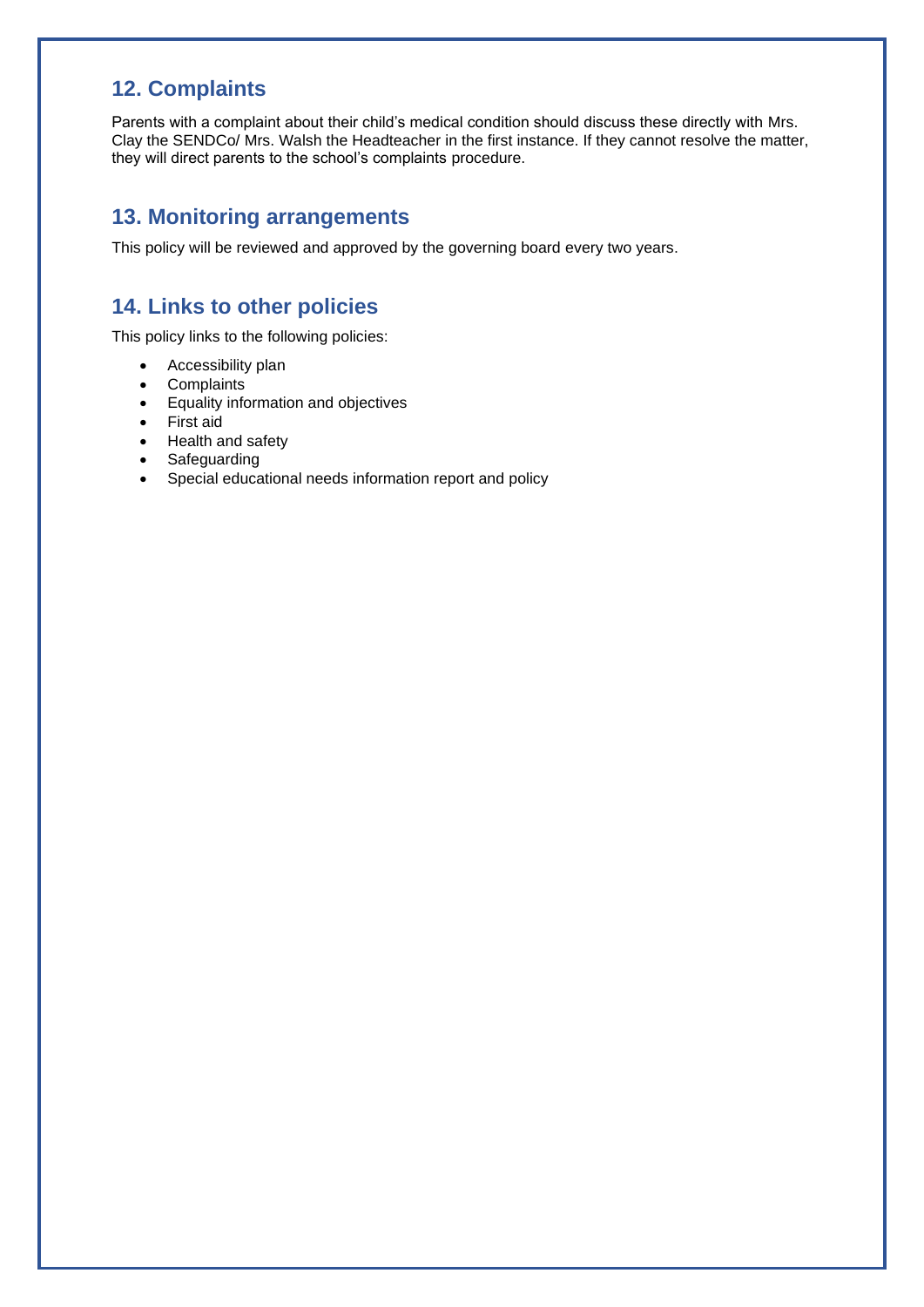## 12. Complaints

Parents with a complaint about their child's medical condition should discuss these directly with Mrs. Clay the SENDCo/ Mrs. Walsh the Headteacher in the first instance. If they cannot resolve the matter, they will direct parents to the school's complaints procedure.

## 13. Monitoring arrangements

This policy will be reviewed and approved by the governing board every two years.

## 14. Links to other policies

This policy links to the following policies:

- Accessibility plan
- Complaints
- Equality information and objectives
- First aid
- Health and safety
- Safeguarding
- Special educational needs information report and policy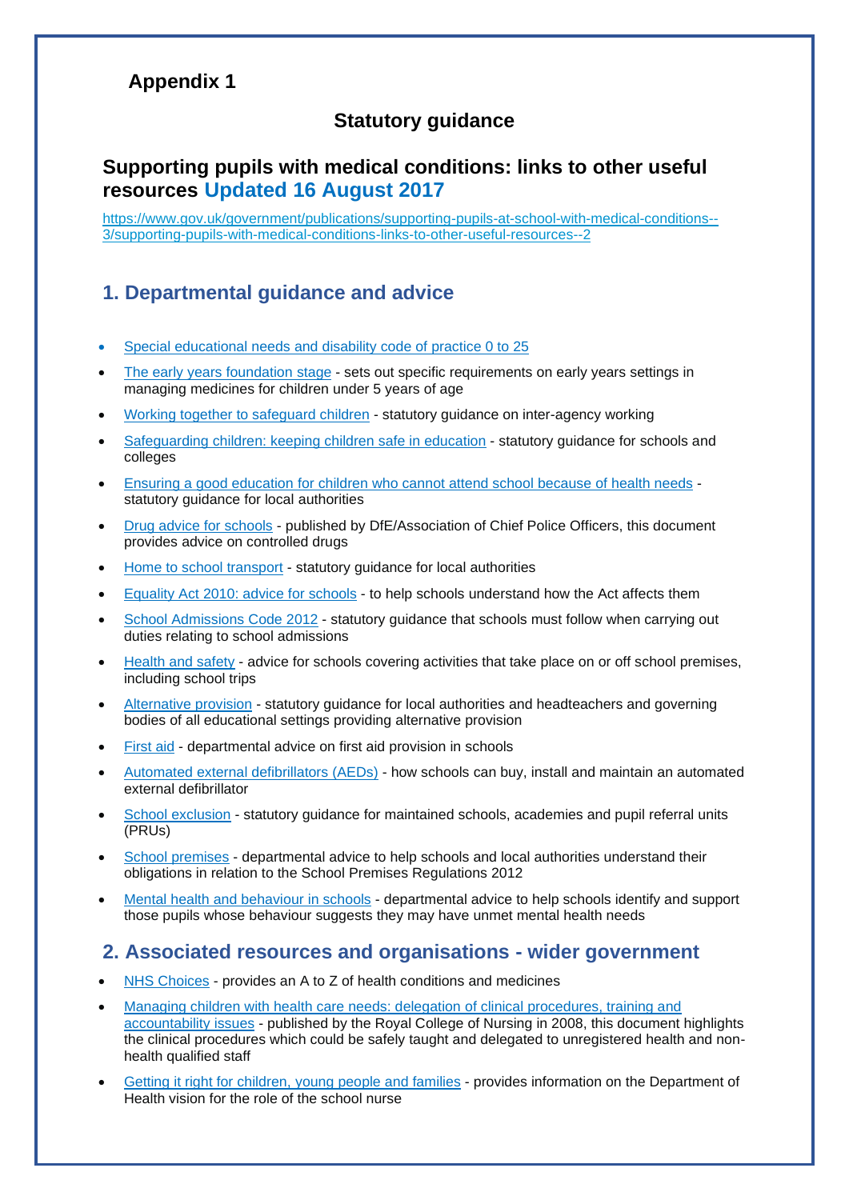## Appendix 1

### Statutory guidance

## Supporting pupils with medical conditions: links to other useful resources Updated 16 August 2017

https://www.gov.uk/government/publications/supporting-pupils-at-school-with-medical-conditions--3/supporting-pupils-with-medical-conditions-links-to-other-useful-resources--2

## 1. Departmental guidance and advice

- Special educational needs and disability code of practice 0 to 25
- The early years foundation stage - sets out specific requirements on early years settings in managing medicines for children under 5 years of age
- Working together to safeguard children - statutory guidance on inter-agency working
- Safeguarding children: keeping children safe in education - statutory guidance for schools and colleges
- Ensuring a good education for children who cannot attend school because of health needs - statutory guidance for local authorities
- Drug advice for schools - published by DfE/Association of Chief Police Officers, this document provides advice on controlled drugs
- Home to school transport - statutory guidance for local authorities
- Equality Act 2010: advice for schools - to help schools understand how the Act affects them
- School Admissions Code 2012 - statutory guidance that schools must follow when carrying out duties relating to school admissions
- Health and safety - advice for schools covering activities that take place on or off school premises, including school trips
- Alternative provision - statutory guidance for local authorities and headteachers and governing bodies of all educational settings providing alternative provision
- First aid - departmental advice on first aid provision in schools
- Automated external defibrillators (AEDs) - how schools can buy, install and maintain an automated external defibrillator
- School exclusion - statutory guidance for maintained schools, academies and pupil referral units (PRUs)
- School premises - departmental advice to help schools and local authorities understand their obligations in relation to the School Premises Regulations 2012
- Mental health and behaviour in schools - departmental advice to help schools identify and support those pupils whose behaviour suggests they may have unmet mental health needs

## 2. Associated resources and organisations - wider government

- NHS Choices - provides an A to Z of health conditions and medicines
- Managing children with health care needs: delegation of clinical procedures, training and accountability issues - published by the Royal College of Nursing in 2008, this document highlights the clinical procedures which could be safely taught and delegated to unregistered health and non-health qualified staff
- Getting it right for children, young people and families - provides information on the Department of Health vision for the role of the school nurse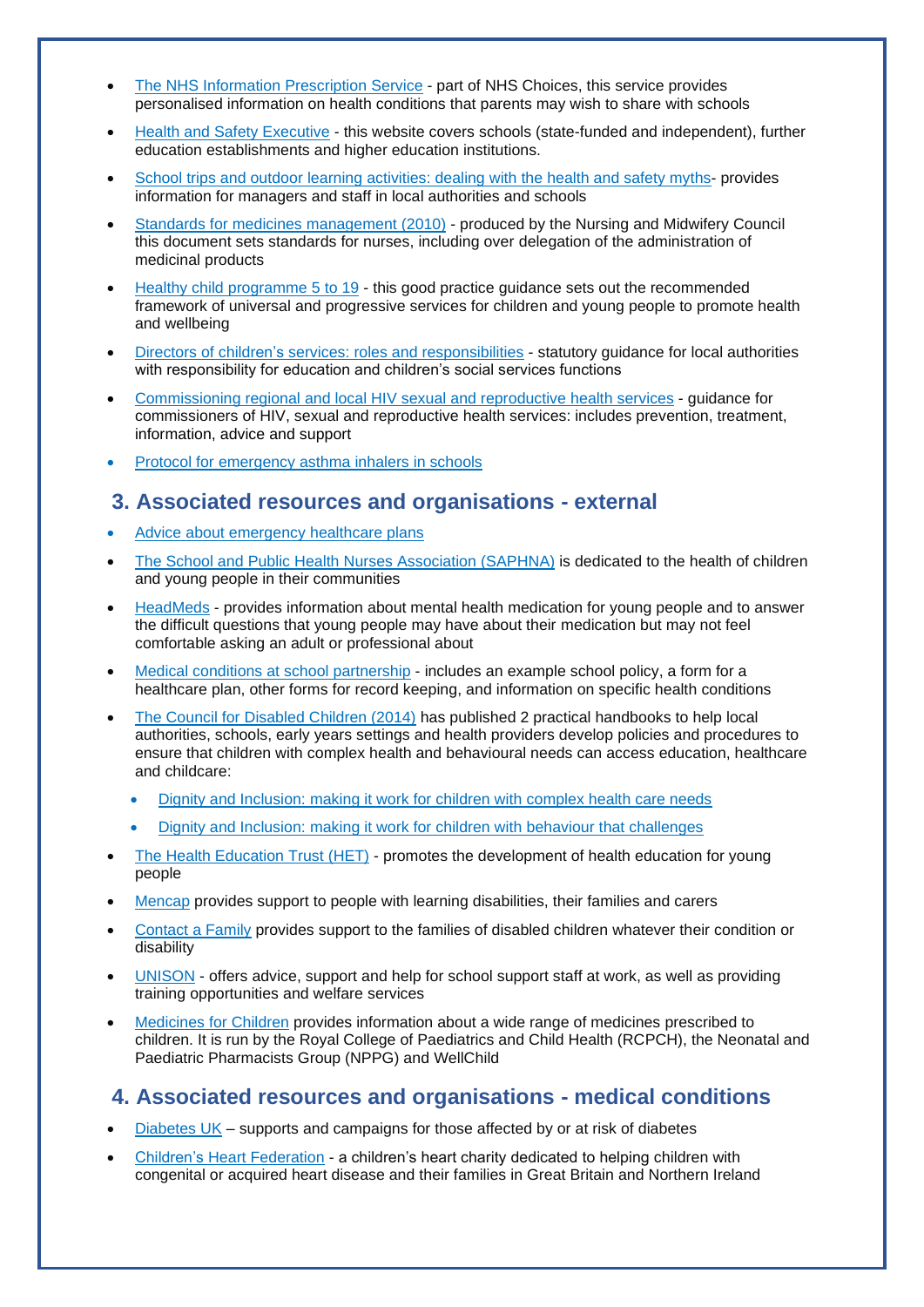- The NHS Information Prescription Service - part of NHS Choices, this service provides personalised information on health conditions that parents may wish to share with schools
- Health and Safety Executive - this website covers schools (state-funded and independent), further education establishments and higher education institutions.
- School trips and outdoor learning activities: dealing with the health and safety myths- provides information for managers and staff in local authorities and schools
- Standards for medicines management (2010) - produced by the Nursing and Midwifery Council this document sets standards for nurses, including over delegation of the administration of medicinal products
- Healthy child programme 5 to 19 - this good practice guidance sets out the recommended framework of universal and progressive services for children and young people to promote health and wellbeing
- Directors of children's services: roles and responsibilities - statutory guidance for local authorities with responsibility for education and children's social services functions
- Commissioning regional and local HIV sexual and reproductive health services - guidance for commissioners of HIV, sexual and reproductive health services: includes prevention, treatment, information, advice and support
- Protocol for emergency asthma inhalers in schools

## 3. Associated resources and organisations - external

- Advice about emergency healthcare plans
- The School and Public Health Nurses Association (SAPHNA) is dedicated to the health of children and young people in their communities
- HeadMeds - provides information about mental health medication for young people and to answer the difficult questions that young people may have about their medication but may not feel comfortable asking an adult or professional about
- Medical conditions at school partnership - includes an example school policy, a form for a healthcare plan, other forms for record keeping, and information on specific health conditions
- The Council for Disabled Children (2014) has published 2 practical handbooks to help local authorities, schools, early years settings and health providers develop policies and procedures to ensure that children with complex health and behavioural needs can access education, healthcare and childcare:
  - Dignity and Inclusion: making it work for children with complex health care needs
  - Dignity and Inclusion: making it work for children with behaviour that challenges
- The Health Education Trust (HET) - promotes the development of health education for young people
- Mencap provides support to people with learning disabilities, their families and carers
- Contact a Family provides support to the families of disabled children whatever their condition or disability
- UNISON - offers advice, support and help for school support staff at work, as well as providing training opportunities and welfare services
- Medicines for Children provides information about a wide range of medicines prescribed to children. It is run by the Royal College of Paediatrics and Child Health (RCPCH), the Neonatal and Paediatric Pharmacists Group (NPPG) and WellChild

## 4. Associated resources and organisations - medical conditions

- Diabetes UK – supports and campaigns for those affected by or at risk of diabetes
- Children's Heart Federation - a children's heart charity dedicated to helping children with congenital or acquired heart disease and their families in Great Britain and Northern Ireland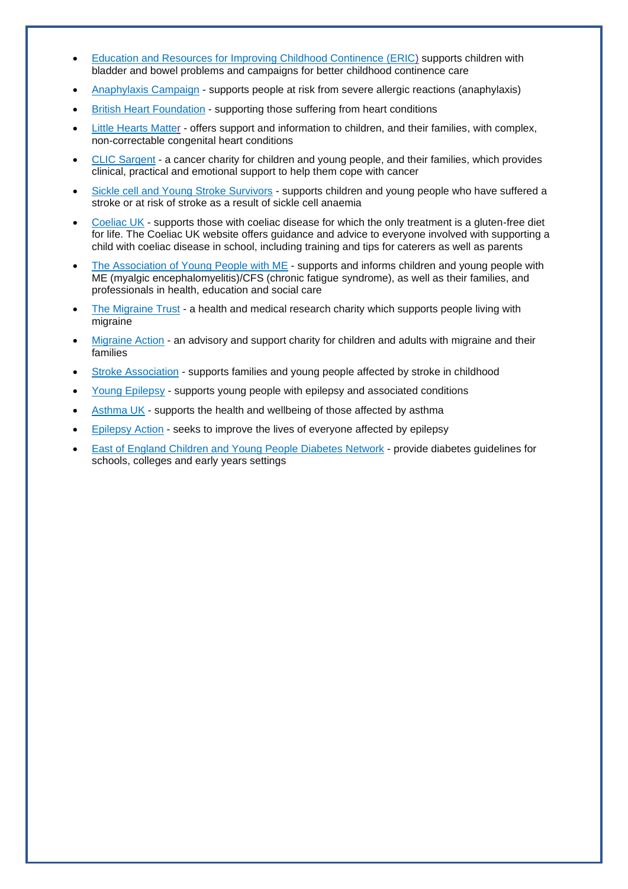- Education and Resources for Improving Childhood Continence (ERIC) supports children with bladder and bowel problems and campaigns for better childhood continence care
- Anaphylaxis Campaign - supports people at risk from severe allergic reactions (anaphylaxis)
- British Heart Foundation - supporting those suffering from heart conditions
- Little Hearts Matter - offers support and information to children, and their families, with complex, non-correctable congenital heart conditions
- CLIC Sargent - a cancer charity for children and young people, and their families, which provides clinical, practical and emotional support to help them cope with cancer
- Sickle cell and Young Stroke Survivors - supports children and young people who have suffered a stroke or at risk of stroke as a result of sickle cell anaemia
- Coeliac UK - supports those with coeliac disease for which the only treatment is a gluten-free diet for life. The Coeliac UK website offers guidance and advice to everyone involved with supporting a child with coeliac disease in school, including training and tips for caterers as well as parents
- The Association of Young People with ME - supports and informs children and young people with ME (myalgic encephalomyelitis)/CFS (chronic fatigue syndrome), as well as their families, and professionals in health, education and social care
- The Migraine Trust - a health and medical research charity which supports people living with migraine
- Migraine Action - an advisory and support charity for children and adults with migraine and their families
- Stroke Association - supports families and young people affected by stroke in childhood
- Young Epilepsy - supports young people with epilepsy and associated conditions
- Asthma UK - supports the health and wellbeing of those affected by asthma
- Epilepsy Action - seeks to improve the lives of everyone affected by epilepsy
- East of England Children and Young People Diabetes Network - provide diabetes guidelines for schools, colleges and early years settings